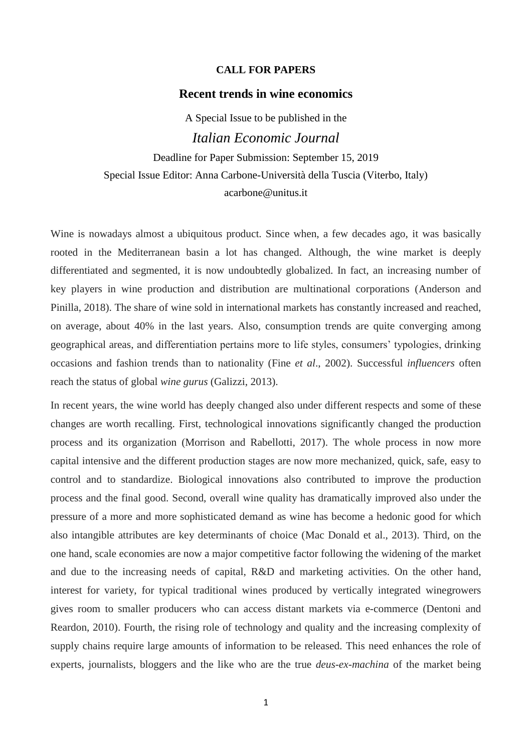**CALL FOR PAPERS**

# Recent trends in wine economics

A Special Issue to be published in the

*Italian Economic Journal*

Deadline for Paper Submission: September 15, 2019

Special Issue Editor: Anna Carbone-Università della Tuscia (Viterbo, Italy)

acarbone@unitus.it

Wine is nowadays almost a ubiquitous product. Since when, a few decades ago, it was basically rooted in the Mediterranean basin a lot has changed. Although, the wine market is deeply differentiated and segmented, it is now undoubtedly globalized. In fact, an increasing number of key players in wine production and distribution are multinational corporations (Anderson and Pinilla, 2018). The share of wine sold in international markets has constantly increased and reached, on average, about 40% in the last years. Also, consumption trends are quite converging among geographical areas, and differentiation pertains more to life styles, consumers' typologies, drinking occasions and fashion trends than to nationality (Fine *et al*., 2002). Successful *influencers* often reach the status of global *wine gurus* (Galizzi, 2013).

In recent years, the wine world has deeply changed also under different respects and some of these changes are worth recalling. First, technological innovations significantly changed the production process and its organization (Morrison and Rabellotti, 2017). The whole process in now more capital intensive and the different production stages are now more mechanized, quick, safe, easy to control and to standardize. Biological innovations also contributed to improve the production process and the final good. Second, overall wine quality has dramatically improved also under the pressure of a more and more sophisticated demand as wine has become a hedonic good for which also intangible attributes are key determinants of choice (Mac Donald et al., 2013). Third, on the one hand, scale economies are now a major competitive factor following the widening of the market and due to the increasing needs of capital, R&D and marketing activities. On the other hand, interest for variety, for typical traditional wines produced by vertically integrated winegrowers gives room to smaller producers who can access distant markets via e-commerce (Dentoni and Reardon, 2010). Fourth, the rising role of technology and quality and the increasing complexity of supply chains require large amounts of information to be released. This need enhances the role of experts, journalists, bloggers and the like who are the true *deus-ex-machina* of the market being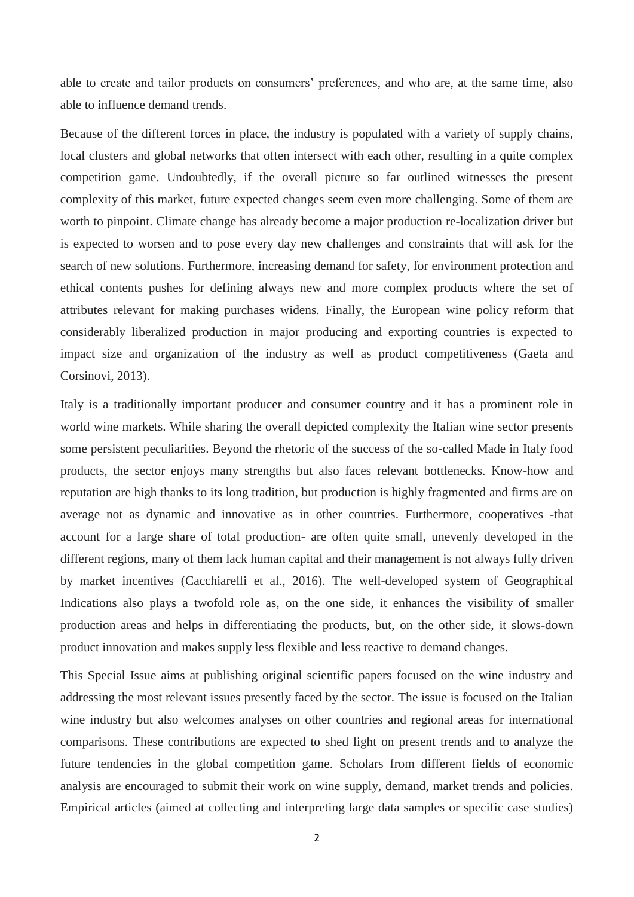able to create and tailor products on consumers' preferences, and who are, at the same time, also able to influence demand trends.

Because of the different forces in place, the industry is populated with a variety of supply chains, local clusters and global networks that often intersect with each other, resulting in a quite complex competition game. Undoubtedly, if the overall picture so far outlined witnesses the present complexity of this market, future expected changes seem even more challenging. Some of them are worth to pinpoint. Climate change has already become a major production re-localization driver but is expected to worsen and to pose every day new challenges and constraints that will ask for the search of new solutions. Furthermore, increasing demand for safety, for environment protection and ethical contents pushes for defining always new and more complex products where the set of attributes relevant for making purchases widens. Finally, the European wine policy reform that considerably liberalized production in major producing and exporting countries is expected to impact size and organization of the industry as well as product competitiveness (Gaeta and Corsinovi, 2013).

Italy is a traditionally important producer and consumer country and it has a prominent role in world wine markets. While sharing the overall depicted complexity the Italian wine sector presents some persistent peculiarities. Beyond the rhetoric of the success of the so-called Made in Italy food products, the sector enjoys many strengths but also faces relevant bottlenecks. Know-how and reputation are high thanks to its long tradition, but production is highly fragmented and firms are on average not as dynamic and innovative as in other countries. Furthermore, cooperatives -that account for a large share of total production- are often quite small, unevenly developed in the different regions, many of them lack human capital and their management is not always fully driven by market incentives (Cacchiarelli et al., 2016). The well-developed system of Geographical Indications also plays a twofold role as, on the one side, it enhances the visibility of smaller production areas and helps in differentiating the products, but, on the other side, it slows-down product innovation and makes supply less flexible and less reactive to demand changes.

This Special Issue aims at publishing original scientific papers focused on the wine industry and addressing the most relevant issues presently faced by the sector. The issue is focused on the Italian wine industry but also welcomes analyses on other countries and regional areas for international comparisons. These contributions are expected to shed light on present trends and to analyze the future tendencies in the global competition game. Scholars from different fields of economic analysis are encouraged to submit their work on wine supply, demand, market trends and policies. Empirical articles (aimed at collecting and interpreting large data samples or specific case studies)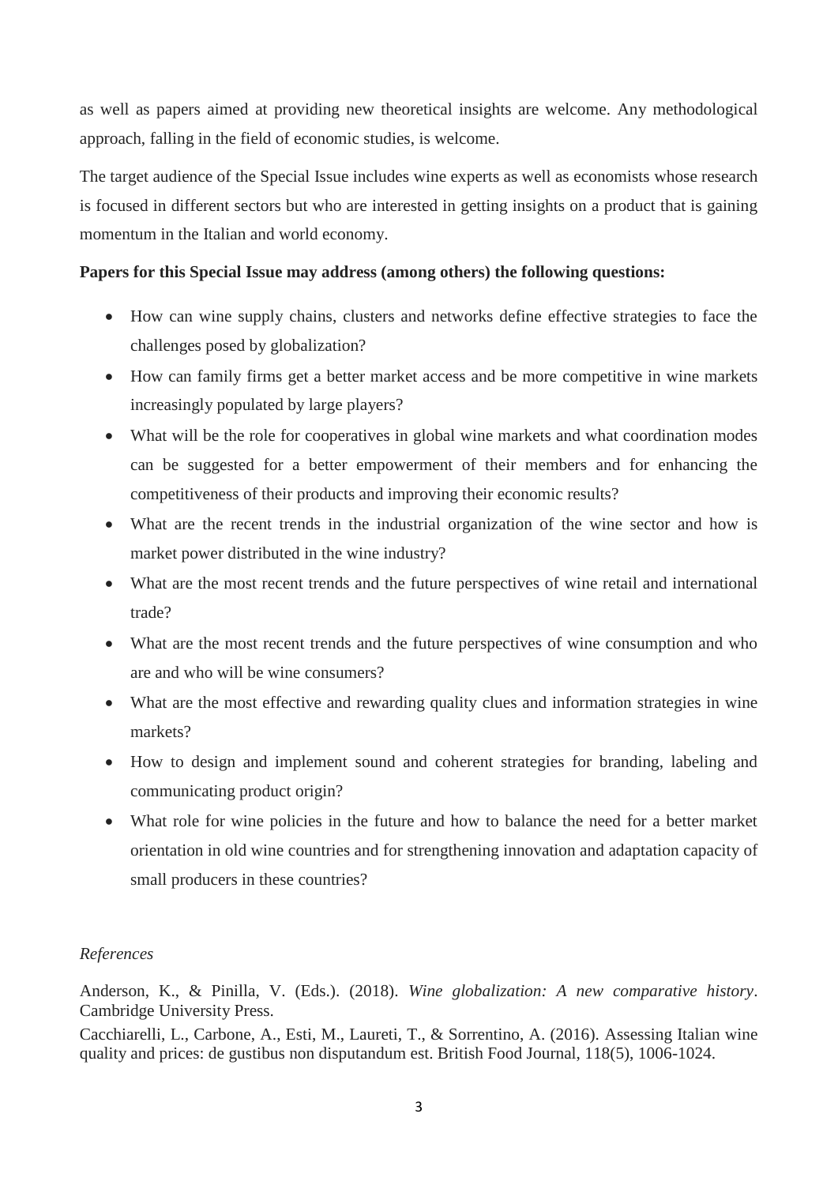as well as papers aimed at providing new theoretical insights are welcome. Any methodological approach, falling in the field of economic studies, is welcome.

The target audience of the Special Issue includes wine experts as well as economists whose research is focused in different sectors but who are interested in getting insights on a product that is gaining momentum in the Italian and world economy.

**Papers for this Special Issue may address (among others) the following questions:**

- How can wine supply chains, clusters and networks define effective strategies to face the challenges posed by globalization?
- How can family firms get a better market access and be more competitive in wine markets increasingly populated by large players?
- What will be the role for cooperatives in global wine markets and what coordination modes can be suggested for a better empowerment of their members and for enhancing the competitiveness of their products and improving their economic results?
- What are the recent trends in the industrial organization of the wine sector and how is market power distributed in the wine industry?
- What are the most recent trends and the future perspectives of wine retail and international trade?
- What are the most recent trends and the future perspectives of wine consumption and who are and who will be wine consumers?
- What are the most effective and rewarding quality clues and information strategies in wine markets?
- How to design and implement sound and coherent strategies for branding, labeling and communicating product origin?
- What role for wine policies in the future and how to balance the need for a better market orientation in old wine countries and for strengthening innovation and adaptation capacity of small producers in these countries?

*References*

Anderson, K., & Pinilla, V. (Eds.). (2018). *Wine globalization: A new comparative history*. Cambridge University Press.

Cacchiarelli, L., Carbone, A., Esti, M., Laureti, T., & Sorrentino, A. (2016). Assessing Italian wine quality and prices: de gustibus non disputandum est. British Food Journal, 118(5), 1006-1024.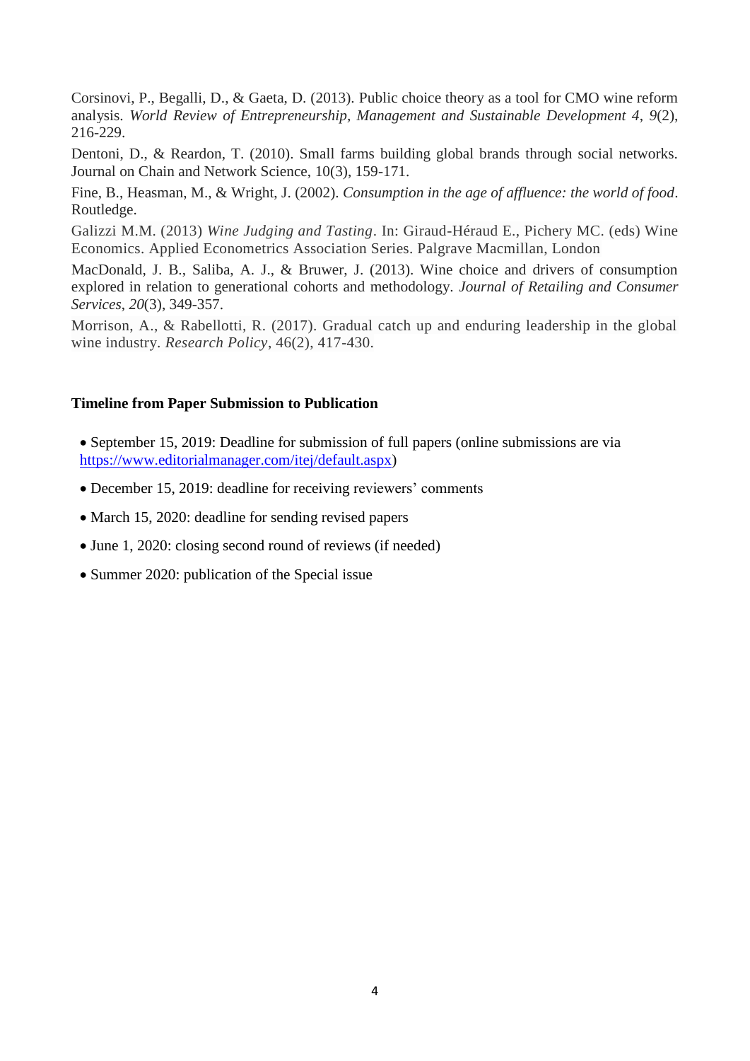Corsinovi, P., Begalli, D., & Gaeta, D. (2013). Public choice theory as a tool for CMO wine reform analysis. *World Review of Entrepreneurship, Management and Sustainable Development 4*, *9*(2), 216-229.

Dentoni, D., & Reardon, T. (2010). Small farms building global brands through social networks. Journal on Chain and Network Science, 10(3), 159-171.

Fine, B., Heasman, M., & Wright, J. (2002). *Consumption in the age of affluence: the world of food*. Routledge.

Galizzi M.M. (2013) *Wine Judging and Tasting*. In: Giraud-Héraud E., Pichery MC. (eds) Wine Economics. Applied Econometrics Association Series. Palgrave Macmillan, London

MacDonald, J. B., Saliba, A. J., & Bruwer, J. (2013). Wine choice and drivers of consumption explored in relation to generational cohorts and methodology. *Journal of Retailing and Consumer Services*, *20*(3), 349-357.

Morrison, A., & Rabellotti, R. (2017). Gradual catch up and enduring leadership in the global wine industry. *Research Policy*, 46(2), 417-430.

**Timeline from Paper Submission to Publication**

- September 15, 2019: Deadline for submission of full papers (online submissions are via https://www.editorialmanager.com/itej/default.aspx)
- December 15, 2019: deadline for receiving reviewers' comments
- March 15, 2020: deadline for sending revised papers
- June 1, 2020: closing second round of reviews (if needed)
- Summer 2020: publication of the Special issue